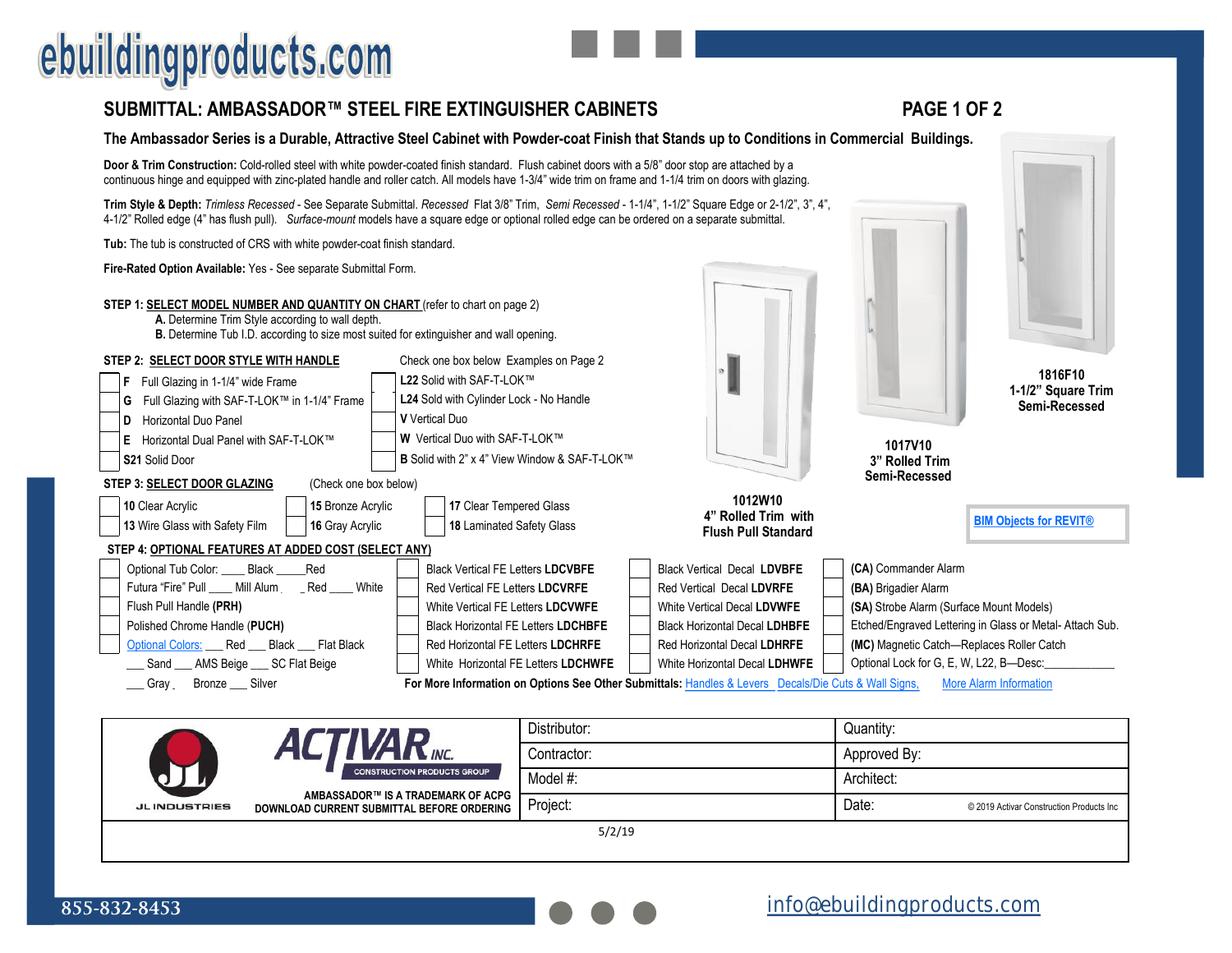# SUBMITTAL: AMBASSADOR™ STEEL FIRE EXTINGUISHER CABINETS

PAGE 1 OF 2

**The Ambassador Series is a Durable, Attractive Steel Cabinet with Powder-coat Finish that Stands up to Conditions in Commercial Buildings.**

**Door & Trim Construction:** Cold-rolled steel with white powder-coated finish standard. Flush cabinet doors with a 5/8" door stop are attached by a continuous hinge and equipped with zinc-plated handle and roller catch. All models have 1-3/4" wide trim on frame and 1-1/4 trim on doors with glazing.

**Trim Style & Depth:** *Trimless Recessed* - See Separate Submittal. *Recessed* Flat 3/8" Trim, *Semi Recessed* - 1-1/4", 1-1/2" Square Edge or 2-1/2", 3", 4", 4-1/2" Rolled edge (4" has flush pull). *Surface-mount* models have a square edge or optional rolled edge can be ordered on a separate submittal.

**Tub:** The tub is constructed of CRS with white powder-coat finish standard.

**Fire-Rated Option Available:** Yes - See separate Submittal Form.

**1816F10**
**1-1/2" Square Trim Semi-Recessed**

**1017V10**
**3" Rolled Trim Semi-Recessed**

**1012W10**
**4" Rolled Trim with Flush Pull Standard**

BIM Objects for REVIT®

**STEP 1: SELECT MODEL NUMBER AND QUANTITY ON CHART** (refer to chart on page 2)

- **A.** Determine Trim Style according to wall depth.
- **B.** Determine Tub I.D. according to size most suited for extinguisher and wall opening.

**STEP 2: SELECT DOOR STYLE WITH HANDLE** — Check one box below Examples on Page 2

| | | | |
|---|---|---|---|
| ☐ | **F** Full Glazing in 1-1/4" wide Frame | ☐ | **L22** Solid with SAF-T-LOK™ |
| ☐ | **G** Full Glazing with SAF-T-LOK™ in 1-1/4" Frame | ☐ | **L24** Sold with Cylinder Lock - No Handle |
| ☐ | **D** Horizontal Duo Panel | ☐ | **V** Vertical Duo |
| ☐ | **E** Horizontal Dual Panel with SAF-T-LOK™ | ☐ | **W** Vertical Duo with SAF-T-LOK™ |
| ☐ | **S21** Solid Door | ☐ | **B** Solid with 2" x 4" View Window & SAF-T-LOK™ |

**STEP 3: SELECT DOOR GLAZING** (Check one box below)

| | | | | | |
|---|---|---|---|---|---|
| ☐ | **10** Clear Acrylic | ☐ | **15** Bronze Acrylic | ☐ | **17** Clear Tempered Glass |
| ☐ | **13** Wire Glass with Safety Film | ☐ | **16** Gray Acrylic | ☐ | **18** Laminated Safety Glass |

**STEP 4: OPTIONAL FEATURES AT ADDED COST (SELECT ANY)**

| | | | | | | | |
|---|---|---|---|---|---|---|---|
| ☐ | Optional Tub Color: ____ Black _____Red | ☐ | Black Vertical FE Letters **LDCVBFE** | ☐ | Black Vertical Decal **LDVBFE** | ☐ | **(CA)** Commander Alarm |
| ☐ | Futura "Fire" Pull ____ Mill Alum ___ Red ____ White | ☐ | Red Vertical FE Letters **LDCVRFE** | ☐ | Red Vertical Decal **LDVRFE** | ☐ | **(BA)** Brigadier Alarm |
| ☐ | Flush Pull Handle **(PRH)** | ☐ | White Vertical FE Letters **LDCVWFE** | ☐ | White Vertical Decal **LDVWFE** | ☐ | **(SA)** Strobe Alarm (Surface Mount Models) |
| ☐ | Polished Chrome Handle **(PUCH)** | ☐ | Black Horizontal FE Letters **LDCHBFE** | ☐ | Black Horizontal Decal **LDHBFE** | ☐ | Etched/Engraved Lettering in Glass or Metal- Attach Sub. |
| ☐ | Optional Colors: ___ Red ___ Black ___ Flat Black | ☐ | Red Horizontal FE Letters **LDCHRFE** | ☐ | Red Horizontal Decal **LDHRFE** | ☐ | **(MC)** Magnetic Catch—Replaces Roller Catch |
| | ___ Sand ___ AMS Beige ___ SC Flat Beige | ☐ | White Horizontal FE Letters **LDCHWFE** | ☐ | White Horizontal Decal **LDHWFE** | ☐ | Optional Lock for G, E, W, L22, B—Desc:____________ |
| | ___ Gray ___ Bronze ___ Silver | | | | | | |

**For More Information on Options See Other Submittals:** Handles & Levers Decals/Die Cuts & Wall Signs, More Alarm Information

| JL INDUSTRIES / ACTIVAR INC. CONSTRUCTION PRODUCTS GROUP | Distributor: | Quantity: |
|---|---|---|
| | Contractor: | Approved By: |
| AMBASSADOR™ IS A TRADEMARK OF ACPG | Model #: | Architect: |
| DOWNLOAD CURRENT SUBMITTAL BEFORE ORDERING | Project: | Date: © 2019 Activar Construction Products Inc |

5/2/19

855-832-8453

info@ebuildingproducts.com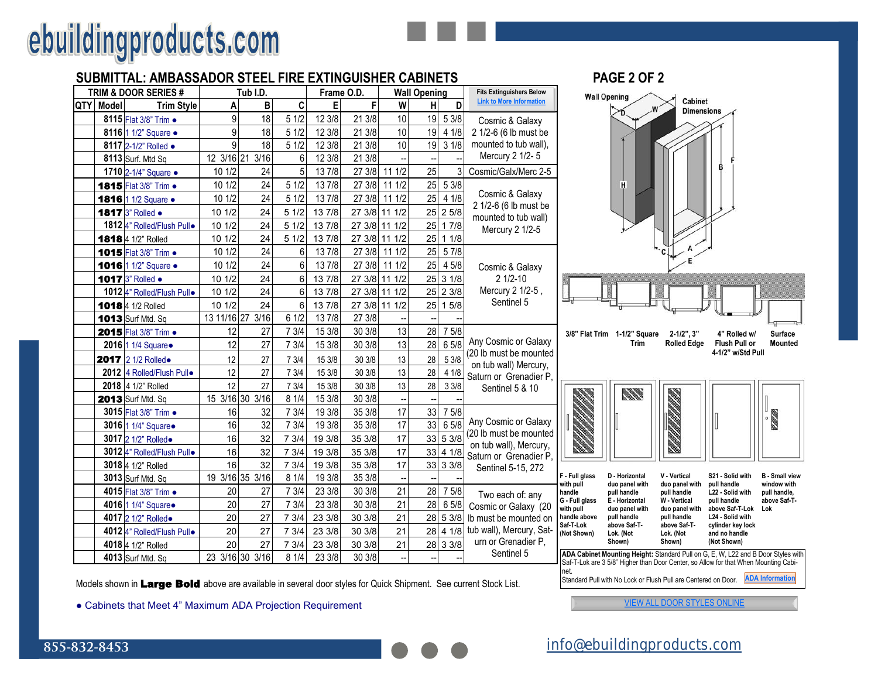# SUBMITTAL: AMBASSADOR STEEL FIRE EXTINGUISHER CABINETS

## PAGE 2 OF 2

| TRIM & DOOR SERIES # | | | Tub I.D. | | | Frame O.D. | | Wall Opening | | | Fits Extinguishers Below Link to More Information |
|---|---|---|---|---|---|---|---|---|---|---|---|
| QTY | Model | Trim Style | A | B | C | E | F | W | H | D | |
| | 8115 | Flat 3/8" Trim ● | 9 | 18 | 5 1/2 | 12 3/8 | 21 3/8 | 10 | 19 | 5 3/8 | Cosmic & Galaxy 2 1/2-6 (6 lb must be mounted to tub wall), Mercury 2 1/2- 5 |
| | 8116 | 1 1/2" Square ● | 9 | 18 | 5 1/2 | 12 3/8 | 21 3/8 | 10 | 19 | 4 1/8 | |
| | 8117 | 2-1/2" Rolled ● | 9 | 18 | 5 1/2 | 12 3/8 | 21 3/8 | 10 | 19 | 3 1/8 | |
| | 8113 | Surf. Mtd Sq | 12 3/16 | 21 3/16 | 6 | 12 3/8 | 21 3/8 | -- | -- | -- | |
| | 1710 | 2-1/4" Square ● | 10 1/2 | 24 | 5 | 13 7/8 | 27 3/8 | 11 1/2 | 25 | 3 | Cosmic/Galx/Merc 2-5 |
| | **1815** | Flat 3/8" Trim ● | 10 1/2 | 24 | 5 1/2 | 13 7/8 | 27 3/8 | 11 1/2 | 25 | 5 3/8 | Cosmic & Galaxy 2 1/2-6 (6 lb must be mounted to tub wall) Mercury 2 1/2-5 |
| | **1816** | 1 1/2 Square ● | 10 1/2 | 24 | 5 1/2 | 13 7/8 | 27 3/8 | 11 1/2 | 25 | 4 1/8 | |
| | **1817** | 3" Rolled ● | 10 1/2 | 24 | 5 1/2 | 13 7/8 | 27 3/8 | 11 1/2 | 25 | 2 5/8 | |
| | 1812 | 4" Rolled/Flush Pull● | 10 1/2 | 24 | 5 1/2 | 13 7/8 | 27 3/8 | 11 1/2 | 25 | 1 7/8 | |
| | **1818** | 4 1/2" Rolled | 10 1/2 | 24 | 5 1/2 | 13 7/8 | 27 3/8 | 11 1/2 | 25 | 1 1/8 | |
| | **1015** | Flat 3/8" Trim ● | 10 1/2 | 24 | 6 | 13 7/8 | 27 3/8 | 11 1/2 | 25 | 5 7/8 | Cosmic & Galaxy 2 1/2-10 Mercury 2 1/2-5 , Sentinel 5 |
| | **1016** | 1 1/2" Square ● | 10 1/2 | 24 | 6 | 13 7/8 | 27 3/8 | 11 1/2 | 25 | 4 5/8 | |
| | **1017** | 3" Rolled ● | 10 1/2 | 24 | 6 | 13 7/8 | 27 3/8 | 11 1/2 | 25 | 3 1/8 | |
| | 1012 | 4" Rolled/Flush Pull● | 10 1/2 | 24 | 6 | 13 7/8 | 27 3/8 | 11 1/2 | 25 | 2 3/8 | |
| | **1018** | 4 1/2 Rolled | 10 1/2 | 24 | 6 | 13 7/8 | 27 3/8 | 11 1/2 | 25 | 1 5/8 | |
| | **1013** | Surf Mtd. Sq | 13 11/16 | 27 3/16 | 6 1/2 | 13 7/8 | 27 3/8 | -- | -- | -- | |
| | **2015** | Flat 3/8" Trim ● | 12 | 27 | 7 3/4 | 15 3/8 | 30 3/8 | 13 | 28 | 7 5/8 | Any Cosmic or Galaxy (20 lb must be mounted on tub wall) Mercury, Saturn or Grenadier P, Sentinel 5 & 10 |
| | 2016 | 1 1/4 Square● | 12 | 27 | 7 3/4 | 15 3/8 | 30 3/8 | 13 | 28 | 6 5/8 | |
| | **2017** | 2 1/2 Rolled● | 12 | 27 | 7 3/4 | 15 3/8 | 30 3/8 | 13 | 28 | 5 3/8 | |
| | 2012 | 4 Rolled/Flush Pull● | 12 | 27 | 7 3/4 | 15 3/8 | 30 3/8 | 13 | 28 | 4 1/8 | |
| | 2018 | 4 1/2" Rolled | 12 | 27 | 7 3/4 | 15 3/8 | 30 3/8 | 13 | 28 | 3 3/8 | |
| | **2013** | Surf Mtd. Sq | 15 3/16 | 30 3/16 | 8 1/4 | 15 3/8 | 30 3/8 | -- | -- | -- | |
| | 3015 | Flat 3/8" Trim ● | 16 | 32 | 7 3/4 | 19 3/8 | 35 3/8 | 17 | 33 | 7 5/8 | Any Cosmic or Galaxy (20 lb must be mounted on tub wall) Mercury, Saturn or Grenadier P, Sentinel 5-15, 272 |
| | 3016 | 1 1/4" Square● | 16 | 32 | 7 3/4 | 19 3/8 | 35 3/8 | 17 | 33 | 6 5/8 | |
| | 3017 | 2 1/2" Rolled● | 16 | 32 | 7 3/4 | 19 3/8 | 35 3/8 | 17 | 33 | 5 3/8 | |
| | 3012 | 4" Rolled/Flush Pull● | 16 | 32 | 7 3/4 | 19 3/8 | 35 3/8 | 17 | 33 | 4 1/8 | |
| | 3018 | 4 1/2" Rolled | 16 | 32 | 7 3/4 | 19 3/8 | 35 3/8 | 17 | 33 | 3 3/8 | |
| | 3013 | Surf Mtd. Sq | 19 3/16 | 35 3/16 | 8 1/4 | 19 3/8 | 35 3/8 | -- | -- | -- | |
| | 4015 | Flat 3/8" Trim ● | 20 | 27 | 7 3/4 | 23 3/8 | 30 3/8 | 21 | 28 | 7 5/8 | Two each of: any Cosmic or Galaxy (20 lb must be mounted on tub wall), Mercury, Saturn or Grenadier P, Sentinel 5 |
| | 4016 | 1 1/4" Square● | 20 | 27 | 7 3/4 | 23 3/8 | 30 3/8 | 21 | 28 | 6 5/8 | |
| | 4017 | 2 1/2" Rolled● | 20 | 27 | 7 3/4 | 23 3/8 | 30 3/8 | 21 | 28 | 5 3/8 | |
| | 4012 | 4" Rolled/Flush Pull● | 20 | 27 | 7 3/4 | 23 3/8 | 30 3/8 | 21 | 28 | 4 1/8 | |
| | 4018 | 4 1/2" Rolled | 20 | 27 | 7 3/4 | 23 3/8 | 30 3/8 | 21 | 28 | 3 3/8 | |
| | 4013 | Surf Mtd. Sq | 23 3/16 | 30 3/16 | 8 1/4 | 23 3/8 | 30 3/8 | -- | -- | -- | |

Models shown in **Large Bold** above are available in several door styles for Quick Shipment. See current Stock List.

● Cabinets that Meet 4" Maximum ADA Projection Requirement

Wall Opening
Cabinet Dimensions
D W F B H C A E

3/8" Flat Trim
1-1/2" Square Trim
2-1/2", 3" Rolled Edge
4" Rolled w/ Flush Pull or 4-1/2" w/Std Pull
Surface Mounted

F - Full glass with pull handle
G - Full glass with pull handle above Saf-T-Lok (Not Shown)
D - Horizontal duo panel with pull handle
E - Horizontal duo panel with pull handle above Saf-T-Lok. (Not Shown)
V - Vertical duo panel with pull handle
W - Vertical duo panel with pull handle above Saf-T-Lok. (Not Shown)
S21 - Solid with pull handle
L22 - Solid with pull handle above Saf-T-Lok
L24 - Solid with cylinder key lock and no handle (Not Shown)
B - Small view window with pull handle, above Saf-T-Lok

**ADA Cabinet Mounting Height:** Standard Pull on G, E, W, L22 and B Door Styles with Saf-T-Lok are 3 5/8" Higher than Door Center, so Allow for that When Mounting Cabinet.
Standard Pull with No Lock or Flush Pull are Centered on Door. ADA Information

VIEW ALL DOOR STYLES ONLINE

855-832-8453

info@ebuildingproducts.com